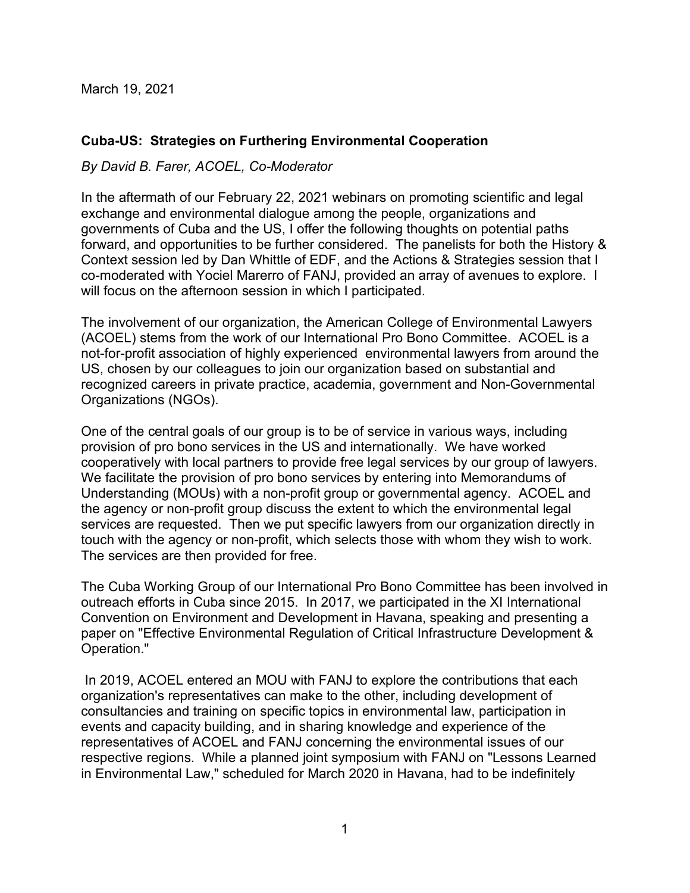March 19, 2021

**Cuba-US: Strategies on Furthering Environmental Cooperation**

*By David B. Farer, ACOEL, Co-Moderator*

In the aftermath of our February 22, 2021 webinars on promoting scientific and legal exchange and environmental dialogue among the people, organizations and governments of Cuba and the US, I offer the following thoughts on potential paths forward, and opportunities to be further considered. The panelists for both the History & Context session led by Dan Whittle of EDF, and the Actions & Strategies session that I co-moderated with Yociel Marerro of FANJ, provided an array of avenues to explore. I will focus on the afternoon session in which I participated.

The involvement of our organization, the American College of Environmental Lawyers (ACOEL) stems from the work of our International Pro Bono Committee. ACOEL is a not-for-profit association of highly experienced environmental lawyers from around the US, chosen by our colleagues to join our organization based on substantial and recognized careers in private practice, academia, government and Non-Governmental Organizations (NGOs).

One of the central goals of our group is to be of service in various ways, including provision of pro bono services in the US and internationally. We have worked cooperatively with local partners to provide free legal services by our group of lawyers. We facilitate the provision of pro bono services by entering into Memorandums of Understanding (MOUs) with a non-profit group or governmental agency. ACOEL and the agency or non-profit group discuss the extent to which the environmental legal services are requested. Then we put specific lawyers from our organization directly in touch with the agency or non-profit, which selects those with whom they wish to work. The services are then provided for free.

The Cuba Working Group of our International Pro Bono Committee has been involved in outreach efforts in Cuba since 2015. In 2017, we participated in the XI International Convention on Environment and Development in Havana, speaking and presenting a paper on "Effective Environmental Regulation of Critical Infrastructure Development & Operation."

In 2019, ACOEL entered an MOU with FANJ to explore the contributions that each organization's representatives can make to the other, including development of consultancies and training on specific topics in environmental law, participation in events and capacity building, and in sharing knowledge and experience of the representatives of ACOEL and FANJ concerning the environmental issues of our respective regions. While a planned joint symposium with FANJ on "Lessons Learned in Environmental Law," scheduled for March 2020 in Havana, had to be indefinitely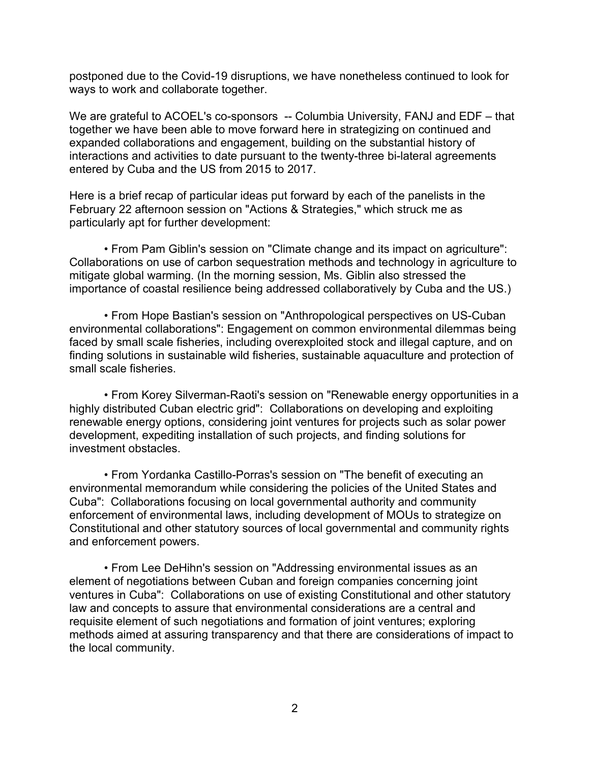postponed due to the Covid-19 disruptions, we have nonetheless continued to look for ways to work and collaborate together.

We are grateful to ACOEL's co-sponsors -- Columbia University, FANJ and EDF – that together we have been able to move forward here in strategizing on continued and expanded collaborations and engagement, building on the substantial history of interactions and activities to date pursuant to the twenty-three bi-lateral agreements entered by Cuba and the US from 2015 to 2017.

Here is a brief recap of particular ideas put forward by each of the panelists in the February 22 afternoon session on "Actions & Strategies," which struck me as particularly apt for further development:

- From Pam Giblin's session on "Climate change and its impact on agriculture": Collaborations on use of carbon sequestration methods and technology in agriculture to mitigate global warming. (In the morning session, Ms. Giblin also stressed the importance of coastal resilience being addressed collaboratively by Cuba and the US.)

- From Hope Bastian's session on "Anthropological perspectives on US-Cuban environmental collaborations": Engagement on common environmental dilemmas being faced by small scale fisheries, including overexploited stock and illegal capture, and on finding solutions in sustainable wild fisheries, sustainable aquaculture and protection of small scale fisheries.

- From Korey Silverman-Raoti's session on "Renewable energy opportunities in a highly distributed Cuban electric grid": Collaborations on developing and exploiting renewable energy options, considering joint ventures for projects such as solar power development, expediting installation of such projects, and finding solutions for investment obstacles.

- From Yordanka Castillo-Porras's session on "The benefit of executing an environmental memorandum while considering the policies of the United States and Cuba": Collaborations focusing on local governmental authority and community enforcement of environmental laws, including development of MOUs to strategize on Constitutional and other statutory sources of local governmental and community rights and enforcement powers.

- From Lee DeHihn's session on "Addressing environmental issues as an element of negotiations between Cuban and foreign companies concerning joint ventures in Cuba": Collaborations on use of existing Constitutional and other statutory law and concepts to assure that environmental considerations are a central and requisite element of such negotiations and formation of joint ventures; exploring methods aimed at assuring transparency and that there are considerations of impact to the local community.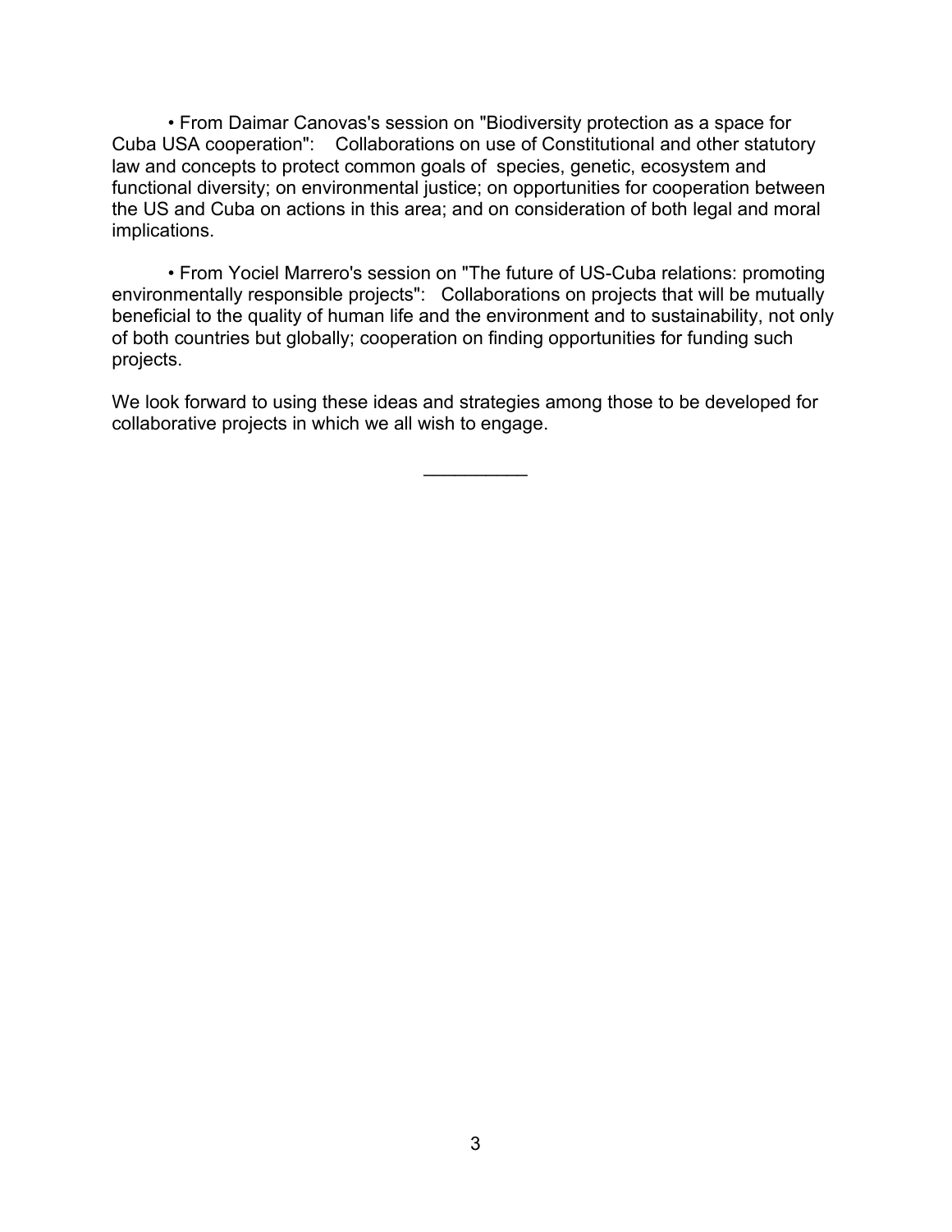- From Daimar Canovas's session on "Biodiversity protection as a space for Cuba USA cooperation": Collaborations on use of Constitutional and other statutory law and concepts to protect common goals of species, genetic, ecosystem and functional diversity; on environmental justice; on opportunities for cooperation between the US and Cuba on actions in this area; and on consideration of both legal and moral implications.

- From Yociel Marrero's session on "The future of US-Cuba relations: promoting environmentally responsible projects": Collaborations on projects that will be mutually beneficial to the quality of human life and the environment and to sustainability, not only of both countries but globally; cooperation on finding opportunities for funding such projects.

We look forward to using these ideas and strategies among those to be developed for collaborative projects in which we all wish to engage.

__________